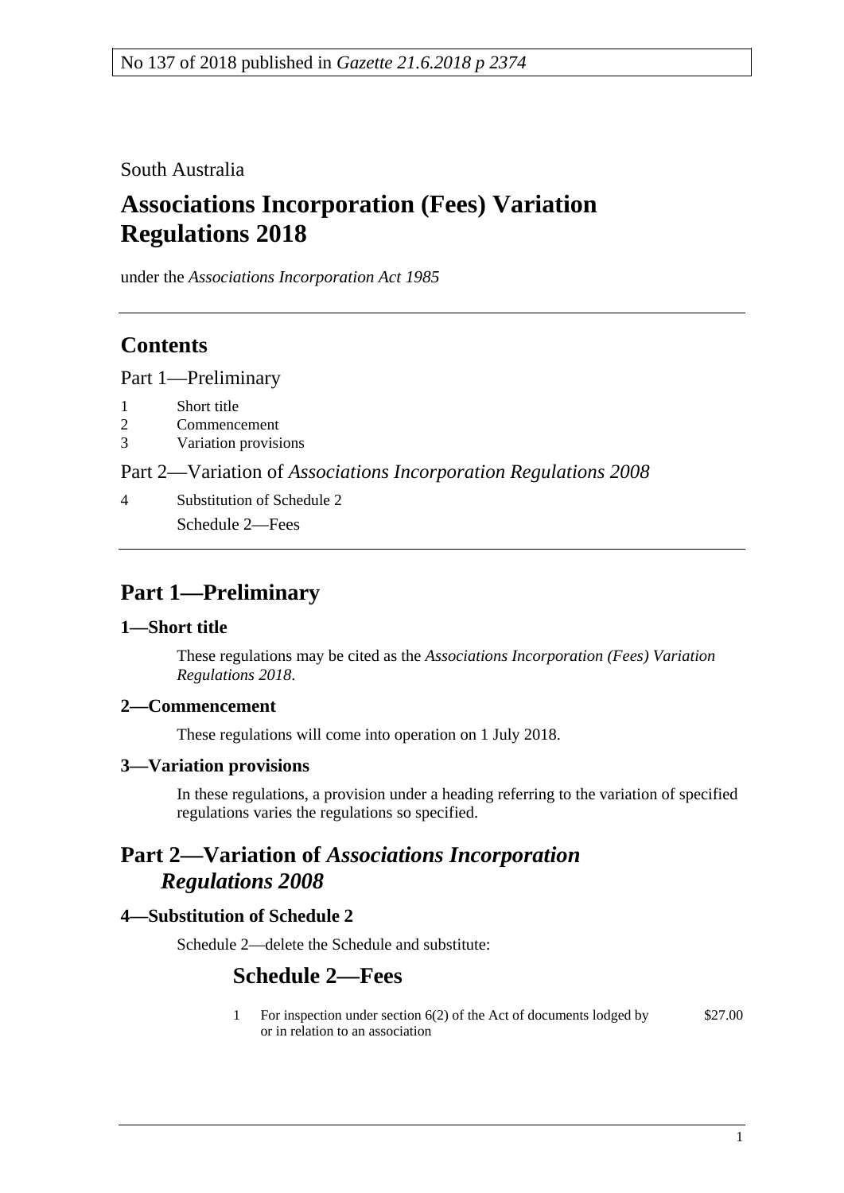No 137 of 2018 published in *Gazette 21.6.2018 p 2374*

South Australia

# Associations Incorporation (Fees) Variation Regulations 2018

under the *Associations Incorporation Act 1985*

## Contents

Part 1—Preliminary

1 Short title
2 Commencement
3 Variation provisions

Part 2—Variation of *Associations Incorporation Regulations 2008*

4 Substitution of Schedule 2

Schedule 2—Fees

## Part 1—Preliminary

### 1—Short title

These regulations may be cited as the *Associations Incorporation (Fees) Variation Regulations 2018*.

### 2—Commencement

These regulations will come into operation on 1 July 2018.

### 3—Variation provisions

In these regulations, a provision under a heading referring to the variation of specified regulations varies the regulations so specified.

## Part 2—Variation of *Associations Incorporation Regulations 2008*

### 4—Substitution of Schedule 2

Schedule 2—delete the Schedule and substitute:

## Schedule 2—Fees

| | | |
|---|---|---|
| 1 | For inspection under section 6(2) of the Act of documents lodged by or in relation to an association | $27.00 |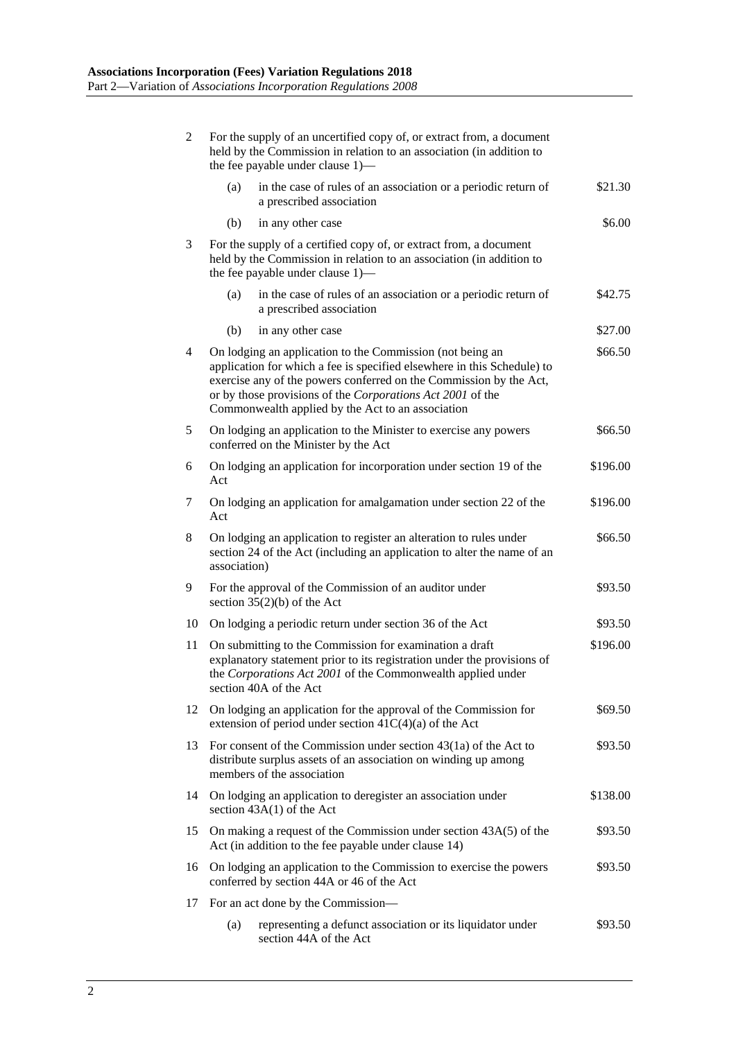| | | |
|---|---|---|
| 2 | For the supply of an uncertified copy of, or extract from, a document held by the Commission in relation to an association (in addition to the fee payable under clause 1)— | |
| | (a) in the case of rules of an association or a periodic return of a prescribed association | $21.30 |
| | (b) in any other case | $6.00 |
| 3 | For the supply of a certified copy of, or extract from, a document held by the Commission in relation to an association (in addition to the fee payable under clause 1)— | |
| | (a) in the case of rules of an association or a periodic return of a prescribed association | $42.75 |
| | (b) in any other case | $27.00 |
| 4 | On lodging an application to the Commission (not being an application for which a fee is specified elsewhere in this Schedule) to exercise any of the powers conferred on the Commission by the Act, or by those provisions of the *Corporations Act 2001* of the Commonwealth applied by the Act to an association | $66.50 |
| 5 | On lodging an application to the Minister to exercise any powers conferred on the Minister by the Act | $66.50 |
| 6 | On lodging an application for incorporation under section 19 of the Act | $196.00 |
| 7 | On lodging an application for amalgamation under section 22 of the Act | $196.00 |
| 8 | On lodging an application to register an alteration to rules under section 24 of the Act (including an application to alter the name of an association) | $66.50 |
| 9 | For the approval of the Commission of an auditor under section 35(2)(b) of the Act | $93.50 |
| 10 | On lodging a periodic return under section 36 of the Act | $93.50 |
| 11 | On submitting to the Commission for examination a draft explanatory statement prior to its registration under the provisions of the *Corporations Act 2001* of the Commonwealth applied under section 40A of the Act | $196.00 |
| 12 | On lodging an application for the approval of the Commission for extension of period under section 41C(4)(a) of the Act | $69.50 |
| 13 | For consent of the Commission under section 43(1a) of the Act to distribute surplus assets of an association on winding up among members of the association | $93.50 |
| 14 | On lodging an application to deregister an association under section 43A(1) of the Act | $138.00 |
| 15 | On making a request of the Commission under section 43A(5) of the Act (in addition to the fee payable under clause 14) | $93.50 |
| 16 | On lodging an application to the Commission to exercise the powers conferred by section 44A or 46 of the Act | $93.50 |
| 17 | For an act done by the Commission— | |
| | (a) representing a defunct association or its liquidator under section 44A of the Act | $93.50 |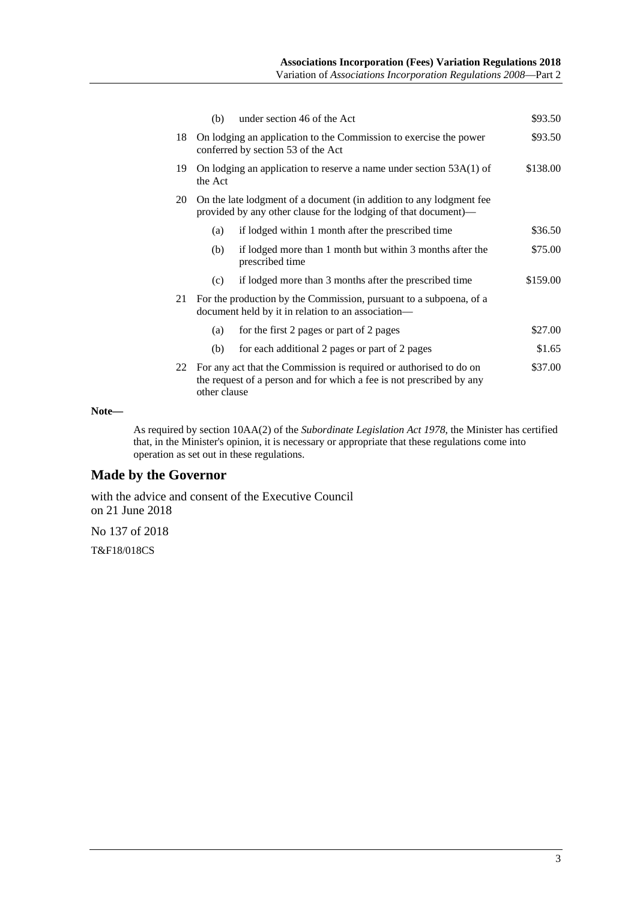| | | | |
|---|---|---|---|
| | (b) | under section 46 of the Act | \$93.50 |
| 18 | On lodging an application to the Commission to exercise the power conferred by section 53 of the Act | | \$93.50 |
| 19 | On lodging an application to reserve a name under section 53A(1) of the Act | | \$138.00 |
| 20 | On the late lodgment of a document (in addition to any lodgment fee provided by any other clause for the lodging of that document)— | | |
| | (a) | if lodged within 1 month after the prescribed time | \$36.50 |
| | (b) | if lodged more than 1 month but within 3 months after the prescribed time | \$75.00 |
| | (c) | if lodged more than 3 months after the prescribed time | \$159.00 |
| 21 | For the production by the Commission, pursuant to a subpoena, of a document held by it in relation to an association— | | |
| | (a) | for the first 2 pages or part of 2 pages | \$27.00 |
| | (b) | for each additional 2 pages or part of 2 pages | \$1.65 |
| 22 | For any act that the Commission is required or authorised to do on the request of a person and for which a fee is not prescribed by any other clause | | \$37.00 |

**Note—**

As required by section 10AA(2) of the *Subordinate Legislation Act 1978*, the Minister has certified that, in the Minister's opinion, it is necessary or appropriate that these regulations come into operation as set out in these regulations.

## Made by the Governor

with the advice and consent of the Executive Council on 21 June 2018

No 137 of 2018

T&F18/018CS